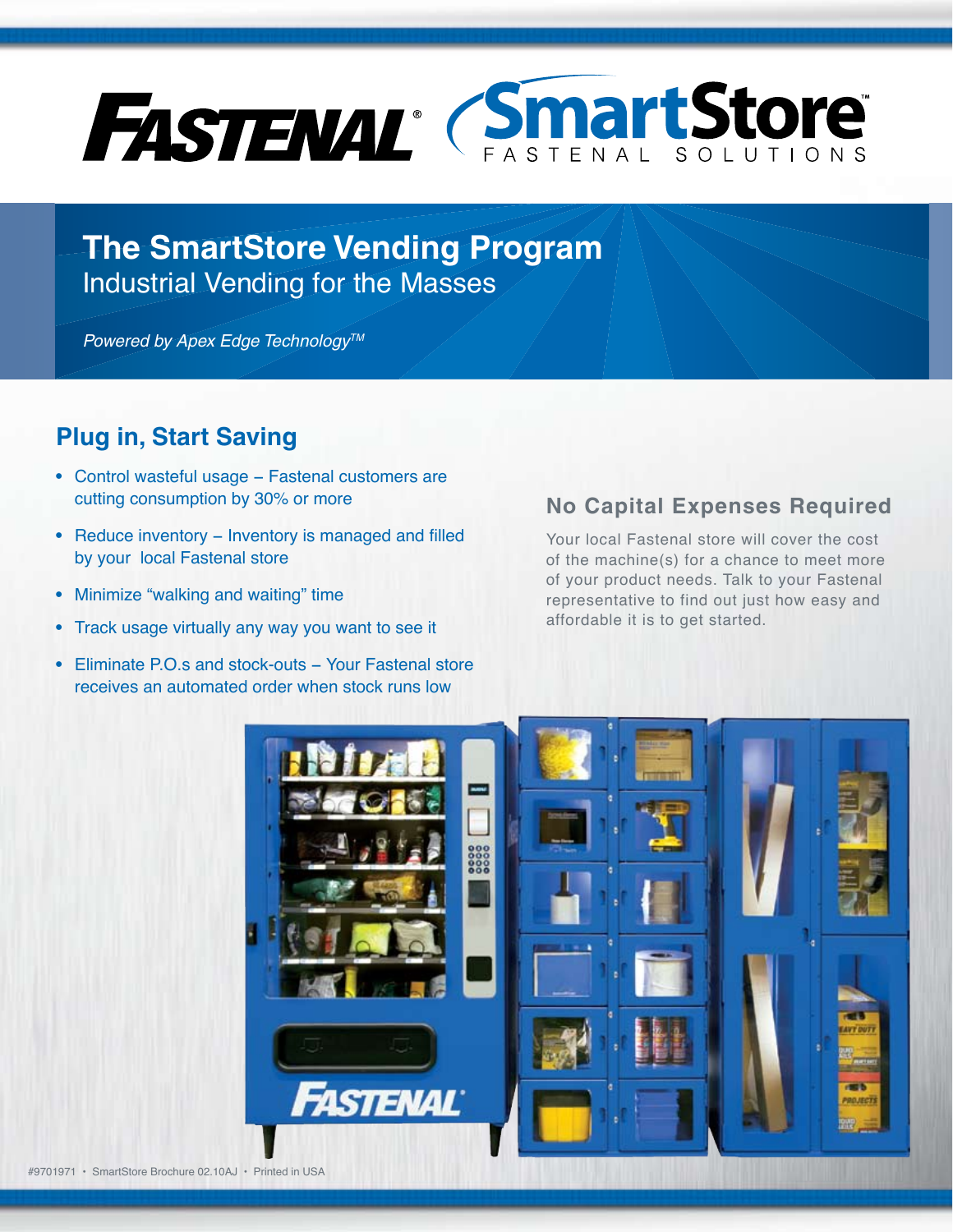FASTENAL® SmartStore™ FASTENAL SOLUTIONS

# The SmartStore Vending Program

Industrial Vending for the Masses

*Powered by Apex Edge Technology™*

## Plug in, Start Saving

- Control wasteful usage – Fastenal customers are cutting consumption by 30% or more
- Reduce inventory – Inventory is managed and filled by your local Fastenal store
- Minimize "walking and waiting" time
- Track usage virtually any way you want to see it
- Eliminate P.O.s and stock-outs – Your Fastenal store receives an automated order when stock runs low

## No Capital Expenses Required

Your local Fastenal store will cover the cost of the machine(s) for a chance to meet more of your product needs. Talk to your Fastenal representative to find out just how easy and affordable it is to get started.

#9701971 • SmartStore Brochure 02.10AJ • Printed in USA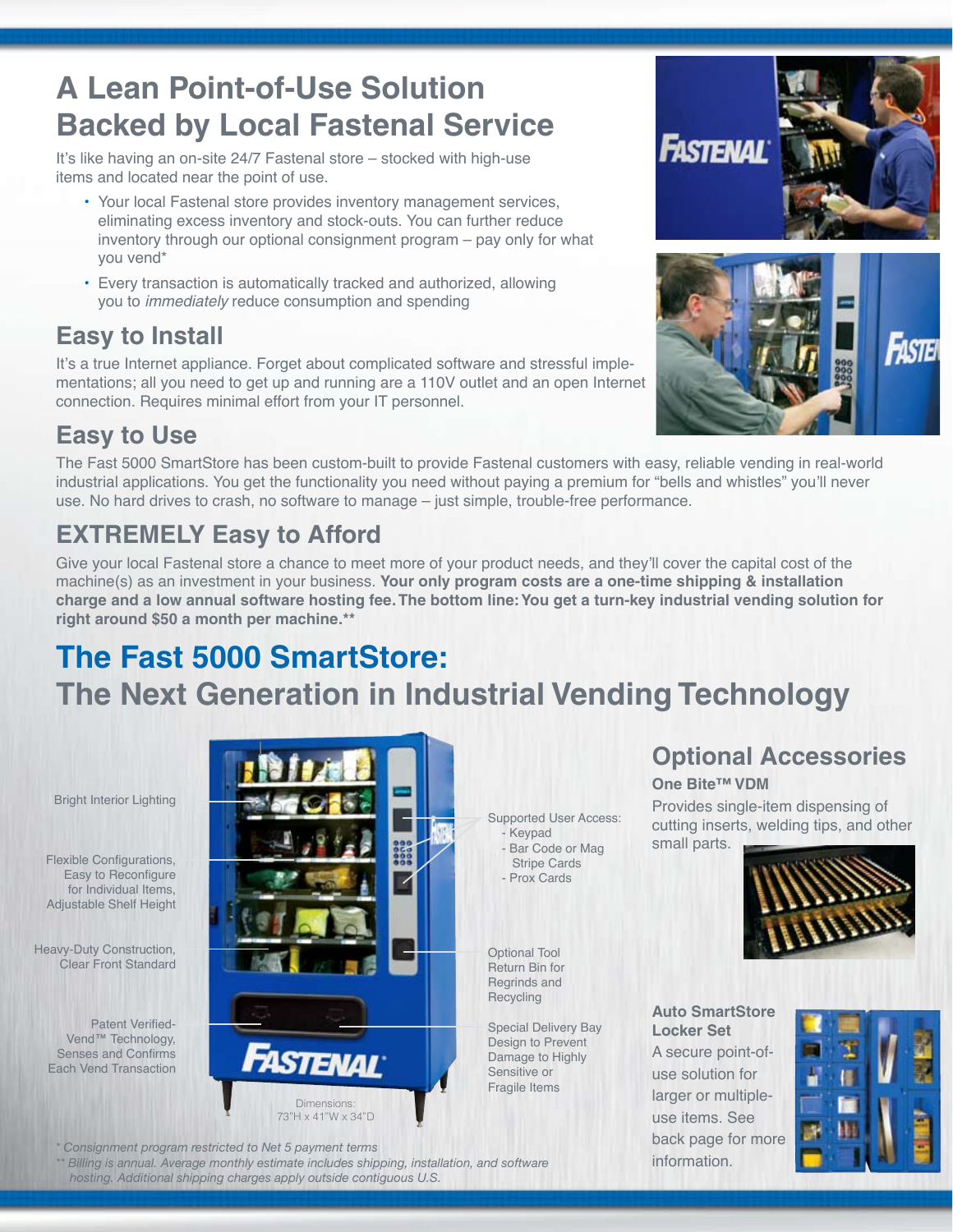# A Lean Point-of-Use Solution Backed by Local Fastenal Service

It's like having an on-site 24/7 Fastenal store – stocked with high-use items and located near the point of use.

- Your local Fastenal store provides inventory management services, eliminating excess inventory and stock-outs. You can further reduce inventory through our optional consignment program – pay only for what you vend*
- Every transaction is automatically tracked and authorized, allowing you to *immediately* reduce consumption and spending

## Easy to Install

It's a true Internet appliance. Forget about complicated software and stressful implementations; all you need to get up and running are a 110V outlet and an open Internet connection. Requires minimal effort from your IT personnel.

## Easy to Use

The Fast 5000 SmartStore has been custom-built to provide Fastenal customers with easy, reliable vending in real-world industrial applications. You get the functionality you need without paying a premium for "bells and whistles" you'll never use. No hard drives to crash, no software to manage – just simple, trouble-free performance.

## EXTREMELY Easy to Afford

Give your local Fastenal store a chance to meet more of your product needs, and they'll cover the capital cost of the machine(s) as an investment in your business. **Your only program costs are a one-time shipping & installation charge and a low annual software hosting fee. The bottom line: You get a turn-key industrial vending solution for right around $50 a month per machine.****

# The Fast 5000 SmartStore: The Next Generation in Industrial Vending Technology

Bright Interior Lighting

Flexible Configurations, Easy to Reconfigure for Individual Items, Adjustable Shelf Height

Heavy-Duty Construction, Clear Front Standard

Patent Verified-Vend™ Technology, Senses and Confirms Each Vend Transaction

Supported User Access:
- Keypad
- Bar Code or Mag Stripe Cards
- Prox Cards

Optional Tool Return Bin for Regrinds and Recycling

Special Delivery Bay Design to Prevent Damage to Highly Sensitive or Fragile Items

Dimensions: 73"H x 41"W x 34"D

## Optional Accessories

**One Bite™ VDM**

Provides single-item dispensing of cutting inserts, welding tips, and other small parts.

**Auto SmartStore Locker Set**

A secure point-of-use solution for larger or multiple-use items. See back page for more information.

*\* Consignment program restricted to Net 5 payment terms*

*\*\* Billing is annual. Average monthly estimate includes shipping, installation, and software hosting. Additional shipping charges apply outside contiguous U.S.*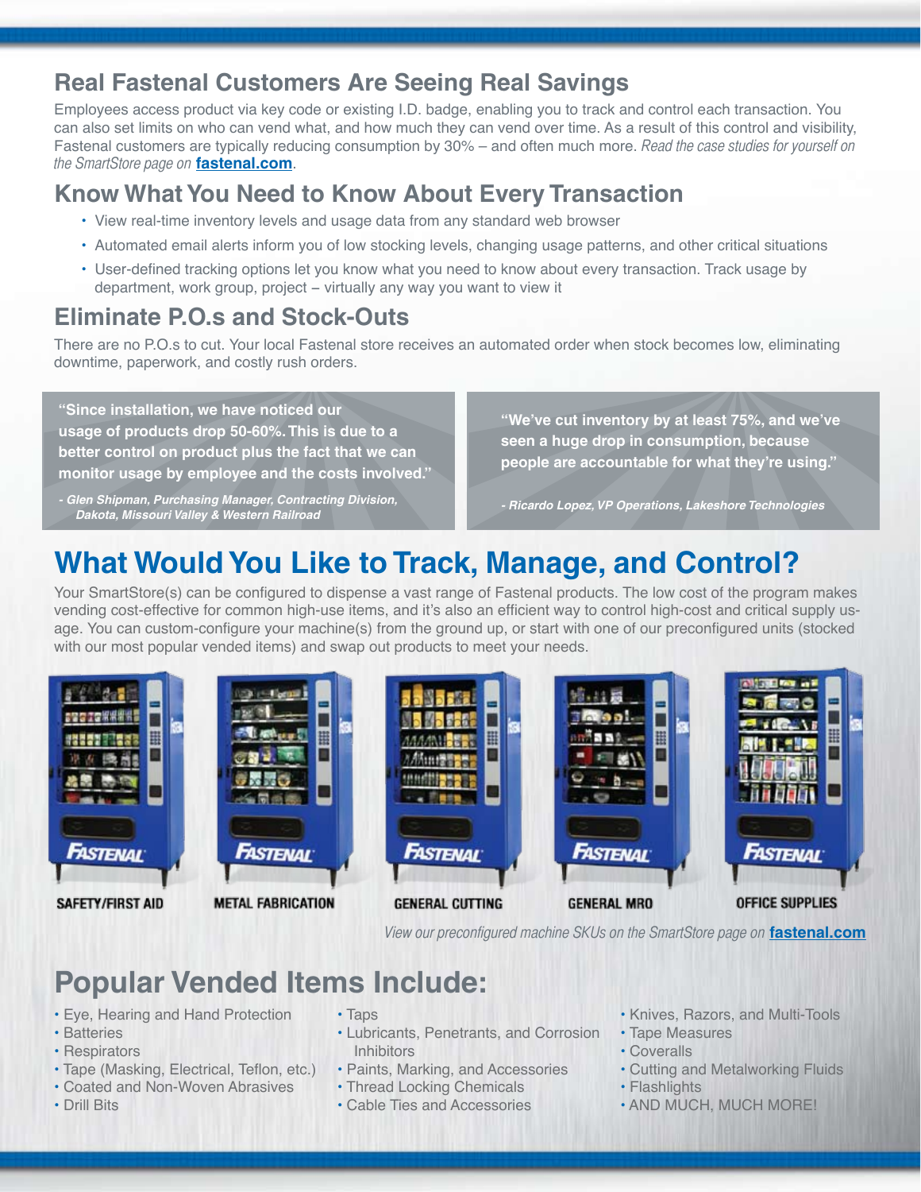## Real Fastenal Customers Are Seeing Real Savings

Employees access product via key code or existing I.D. badge, enabling you to track and control each transaction. You can also set limits on who can vend what, and how much they can vend over time. As a result of this control and visibility, Fastenal customers are typically reducing consumption by 30% – and often much more. *Read the case studies for yourself on the SmartStore page on* **fastenal.com**.

## Know What You Need to Know About Every Transaction

- View real-time inventory levels and usage data from any standard web browser
- Automated email alerts inform you of low stocking levels, changing usage patterns, and other critical situations
- User-defined tracking options let you know what you need to know about every transaction. Track usage by department, work group, project – virtually any way you want to view it

## Eliminate P.O.s and Stock-Outs

There are no P.O.s to cut. Your local Fastenal store receives an automated order when stock becomes low, eliminating downtime, paperwork, and costly rush orders.

> **"Since installation, we have noticed our usage of products drop 50-60%. This is due to a better control on product plus the fact that we can monitor usage by employee and the costs involved."**
>
> ***- Glen Shipman, Purchasing Manager, Contracting Division, Dakota, Missouri Valley & Western Railroad***

> **"We've cut inventory by at least 75%, and we've seen a huge drop in consumption, because people are accountable for what they're using."**
>
> ***- Ricardo Lopez, VP Operations, Lakeshore Technologies***

# What Would You Like to Track, Manage, and Control?

Your SmartStore(s) can be configured to dispense a vast range of Fastenal products. The low cost of the program makes vending cost-effective for common high-use items, and it's also an efficient way to control high-cost and critical supply usage. You can custom-configure your machine(s) from the ground up, or start with one of our preconfigured units (stocked with our most popular vended items) and swap out products to meet your needs.

SAFETY/FIRST AID

METAL FABRICATION

GENERAL CUTTING

GENERAL MRO

OFFICE SUPPLIES

*View our preconfigured machine SKUs on the SmartStore page on* **fastenal.com**

# Popular Vended Items Include:

- Eye, Hearing and Hand Protection
- Batteries
- Respirators
- Tape (Masking, Electrical, Teflon, etc.)
- Coated and Non-Woven Abrasives
- Drill Bits
- Taps
- Lubricants, Penetrants, and Corrosion Inhibitors
- Paints, Marking, and Accessories
- Thread Locking Chemicals
- Cable Ties and Accessories
- Knives, Razors, and Multi-Tools
- Tape Measures
- Coveralls
- Cutting and Metalworking Fluids
- Flashlights
- AND MUCH, MUCH MORE!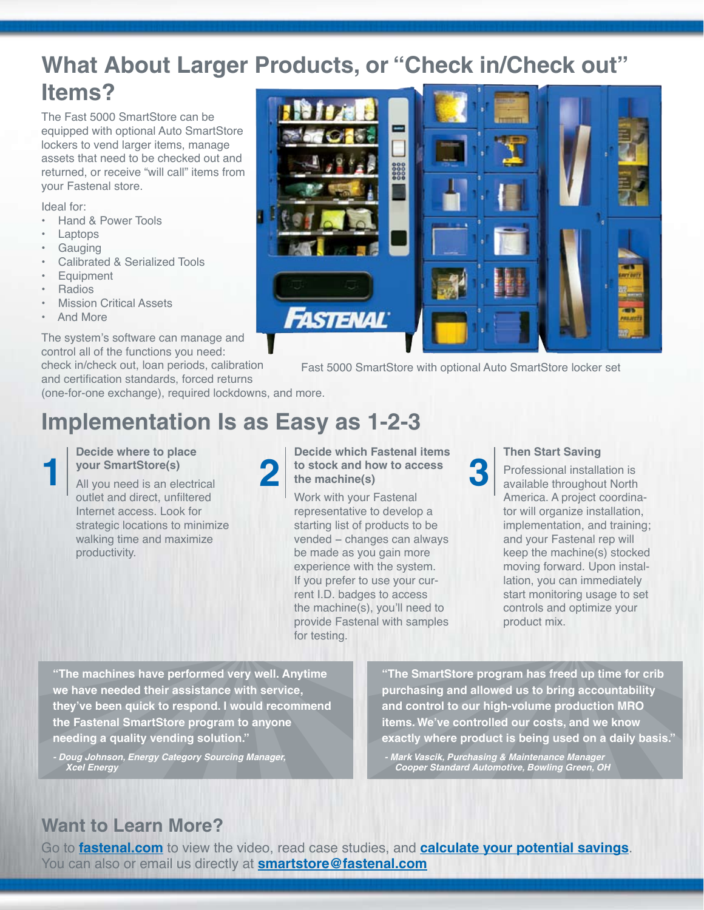# What About Larger Products, or "Check in/Check out" Items?

The Fast 5000 SmartStore can be equipped with optional Auto SmartStore lockers to vend larger items, manage assets that need to be checked out and returned, or receive "will call" items from your Fastenal store.

Ideal for:

- Hand & Power Tools
- Laptops
- Gauging
- Calibrated & Serialized Tools
- Equipment
- Radios
- Mission Critical Assets
- And More

The system's software can manage and control all of the functions you need: check in/check out, loan periods, calibration and certification standards, forced returns (one-for-one exchange), required lockdowns, and more.

Fast 5000 SmartStore with optional Auto SmartStore locker set

# Implementation Is as Easy as 1-2-3

**1 Decide where to place your SmartStore(s)**

All you need is an electrical outlet and direct, unfiltered Internet access. Look for strategic locations to minimize walking time and maximize productivity.

**2 Decide which Fastenal items to stock and how to access the machine(s)**

Work with your Fastenal representative to develop a starting list of products to be vended – changes can always be made as you gain more experience with the system. If you prefer to use your current I.D. badges to access the machine(s), you'll need to provide Fastenal with samples for testing.

**3 Then Start Saving**

Professional installation is available throughout North America. A project coordinator will organize installation, implementation, and training; and your Fastenal rep will keep the machine(s) stocked moving forward. Upon installation, you can immediately start monitoring usage to set controls and optimize your product mix.

**"The machines have performed very well. Anytime we have needed their assistance with service, they've been quick to respond. I would recommend the Fastenal SmartStore program to anyone needing a quality vending solution."**

*- Doug Johnson, Energy Category Sourcing Manager, Xcel Energy*

**"The SmartStore program has freed up time for crib purchasing and allowed us to bring accountability and control to our high-volume production MRO items. We've controlled our costs, and we know exactly where product is being used on a daily basis."**

*- Mark Vascik, Purchasing & Maintenance Manager Cooper Standard Automotive, Bowling Green, OH*

## Want to Learn More?

Go to **fastenal.com** to view the video, read case studies, and **calculate your potential savings**. You can also or email us directly at **smartstore@fastenal.com**